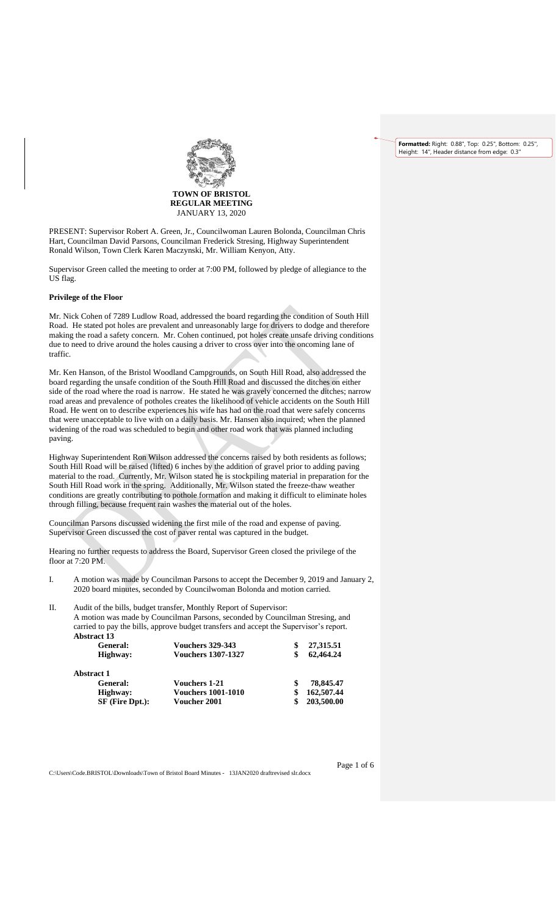**TOWN OF BRISTOL**
**REGULAR MEETING**
JANUARY 13, 2020

PRESENT: Supervisor Robert A. Green, Jr., Councilwoman Lauren Bolonda, Councilman Chris Hart, Councilman David Parsons, Councilman Frederick Stresing, Highway Superintendent Ronald Wilson, Town Clerk Karen Maczynski, Mr. William Kenyon, Atty.

Supervisor Green called the meeting to order at 7:00 PM, followed by pledge of allegiance to the US flag.

**Privilege of the Floor**

Mr. Nick Cohen of 7289 Ludlow Road, addressed the board regarding the condition of South Hill Road. He stated pot holes are prevalent and unreasonably large for drivers to dodge and therefore making the road a safety concern. Mr. Cohen continued, pot holes create unsafe driving conditions due to need to drive around the holes causing a driver to cross over into the oncoming lane of traffic.

Mr. Ken Hanson, of the Bristol Woodland Campgrounds, on South Hill Road, also addressed the board regarding the unsafe condition of the South Hill Road and discussed the ditches on either side of the road where the road is narrow. He stated he was gravely concerned the ditches; narrow road areas and prevalence of potholes creates the likelihood of vehicle accidents on the South Hill Road. He went on to describe experiences his wife has had on the road that were safely concerns that were unacceptable to live with on a daily basis. Mr. Hansen also inquired; when the planned widening of the road was scheduled to begin and other road work that was planned including paving.

Highway Superintendent Ron Wilson addressed the concerns raised by both residents as follows; South Hill Road will be raised (lifted) 6 inches by the addition of gravel prior to adding paving material to the road. Currently, Mr. Wilson stated he is stockpiling material in preparation for the South Hill Road work in the spring. Additionally, Mr. Wilson stated the freeze-thaw weather conditions are greatly contributing to pothole formation and making it difficult to eliminate holes through filling, because frequent rain washes the material out of the holes.

Councilman Parsons discussed widening the first mile of the road and expense of paving. Supervisor Green discussed the cost of paver rental was captured in the budget.

Hearing no further requests to address the Board, Supervisor Green closed the privilege of the floor at 7:20 PM.

I. A motion was made by Councilman Parsons to accept the December 9, 2019 and January 2, 2020 board minutes, seconded by Councilwoman Bolonda and motion carried.

II. Audit of the bills, budget transfer, Monthly Report of Supervisor:
A motion was made by Councilman Parsons, seconded by Councilman Stresing, and carried to pay the bills, approve budget transfers and accept the Supervisor's report.

**Abstract 13**

| | | |
|---|---|---|
| **General:** | **Vouchers 329-343** | **$ 27,315.51** |
| **Highway:** | **Vouchers 1307-1327** | **$ 62,464.24** |

**Abstract 1**

| | | |
|---|---|---|
| **General:** | **Vouchers 1-21** | **$ 78,845.47** |
| **Highway:** | **Vouchers 1001-1010** | **$ 162,507.44** |
| **SF (Fire Dpt.):** | **Voucher 2001** | **$ 203,500.00** |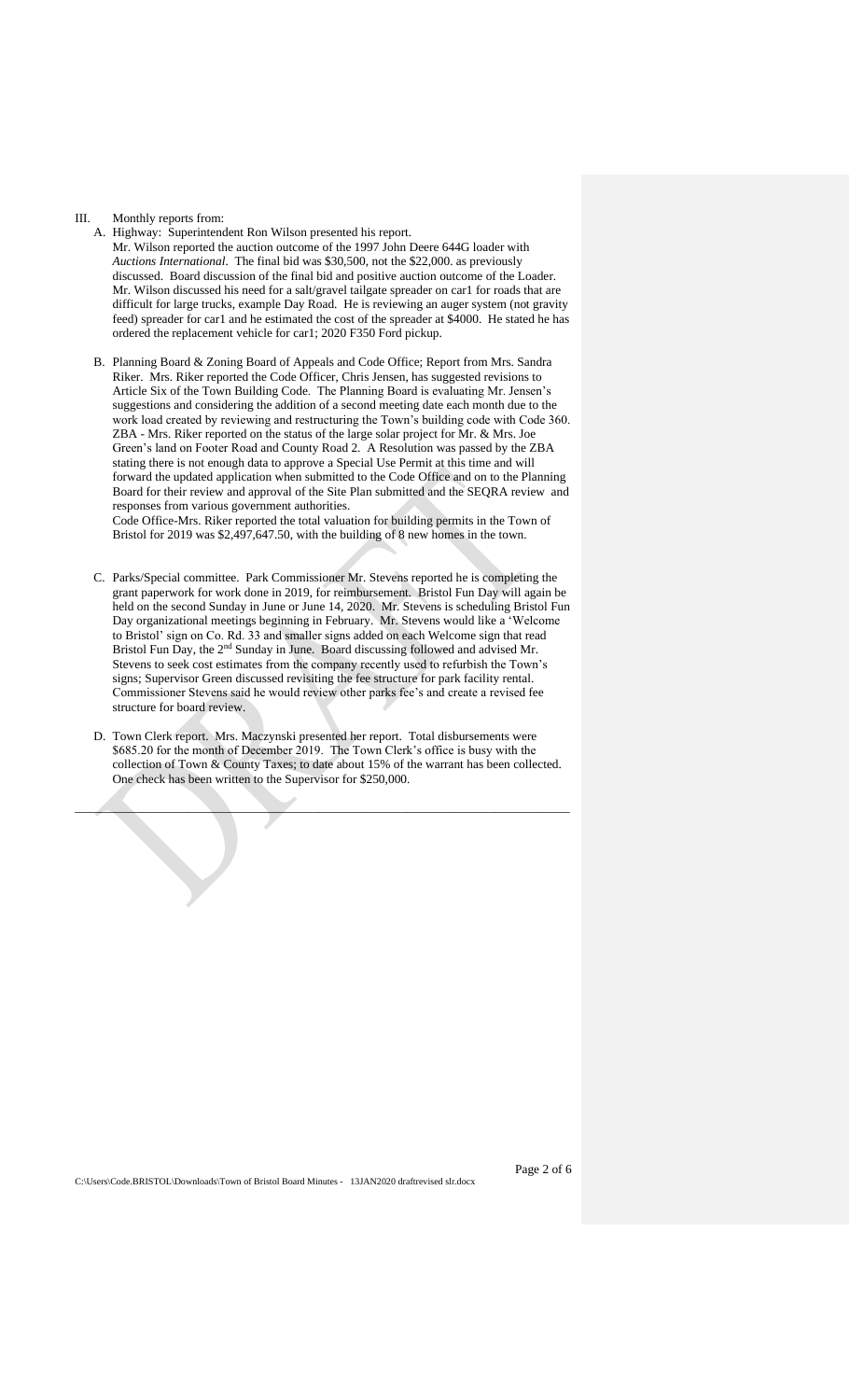III. Monthly reports from:

A. Highway: Superintendent Ron Wilson presented his report.
Mr. Wilson reported the auction outcome of the 1997 John Deere 644G loader with *Auctions International*. The final bid was $30,500, not the $22,000. as previously discussed. Board discussion of the final bid and positive auction outcome of the Loader. Mr. Wilson discussed his need for a salt/gravel tailgate spreader on car1 for roads that are difficult for large trucks, example Day Road. He is reviewing an auger system (not gravity feed) spreader for car1 and he estimated the cost of the spreader at $4000. He stated he has ordered the replacement vehicle for car1; 2020 F350 Ford pickup.

B. Planning Board & Zoning Board of Appeals and Code Office; Report from Mrs. Sandra Riker. Mrs. Riker reported the Code Officer, Chris Jensen, has suggested revisions to Article Six of the Town Building Code. The Planning Board is evaluating Mr. Jensen's suggestions and considering the addition of a second meeting date each month due to the work load created by reviewing and restructuring the Town's building code with Code 360. ZBA - Mrs. Riker reported on the status of the large solar project for Mr. & Mrs. Joe Green's land on Footer Road and County Road 2. A Resolution was passed by the ZBA stating there is not enough data to approve a Special Use Permit at this time and will forward the updated application when submitted to the Code Office and on to the Planning Board for their review and approval of the Site Plan submitted and the SEQRA review and responses from various government authorities.
Code Office-Mrs. Riker reported the total valuation for building permits in the Town of Bristol for 2019 was $2,497,647.50, with the building of 8 new homes in the town.

C. Parks/Special committee. Park Commissioner Mr. Stevens reported he is completing the grant paperwork for work done in 2019, for reimbursement. Bristol Fun Day will again be held on the second Sunday in June or June 14, 2020. Mr. Stevens is scheduling Bristol Fun Day organizational meetings beginning in February. Mr. Stevens would like a 'Welcome to Bristol' sign on Co. Rd. 33 and smaller signs added on each Welcome sign that read Bristol Fun Day, the 2nd Sunday in June. Board discussing followed and advised Mr. Stevens to seek cost estimates from the company recently used to refurbish the Town's signs; Supervisor Green discussed revisiting the fee structure for park facility rental. Commissioner Stevens said he would review other parks fee's and create a revised fee structure for board review.

D. Town Clerk report. Mrs. Maczynski presented her report. Total disbursements were $685.20 for the month of December 2019. The Town Clerk's office is busy with the collection of Town & County Taxes; to date about 15% of the warrant has been collected. One check has been written to the Supervisor for $250,000.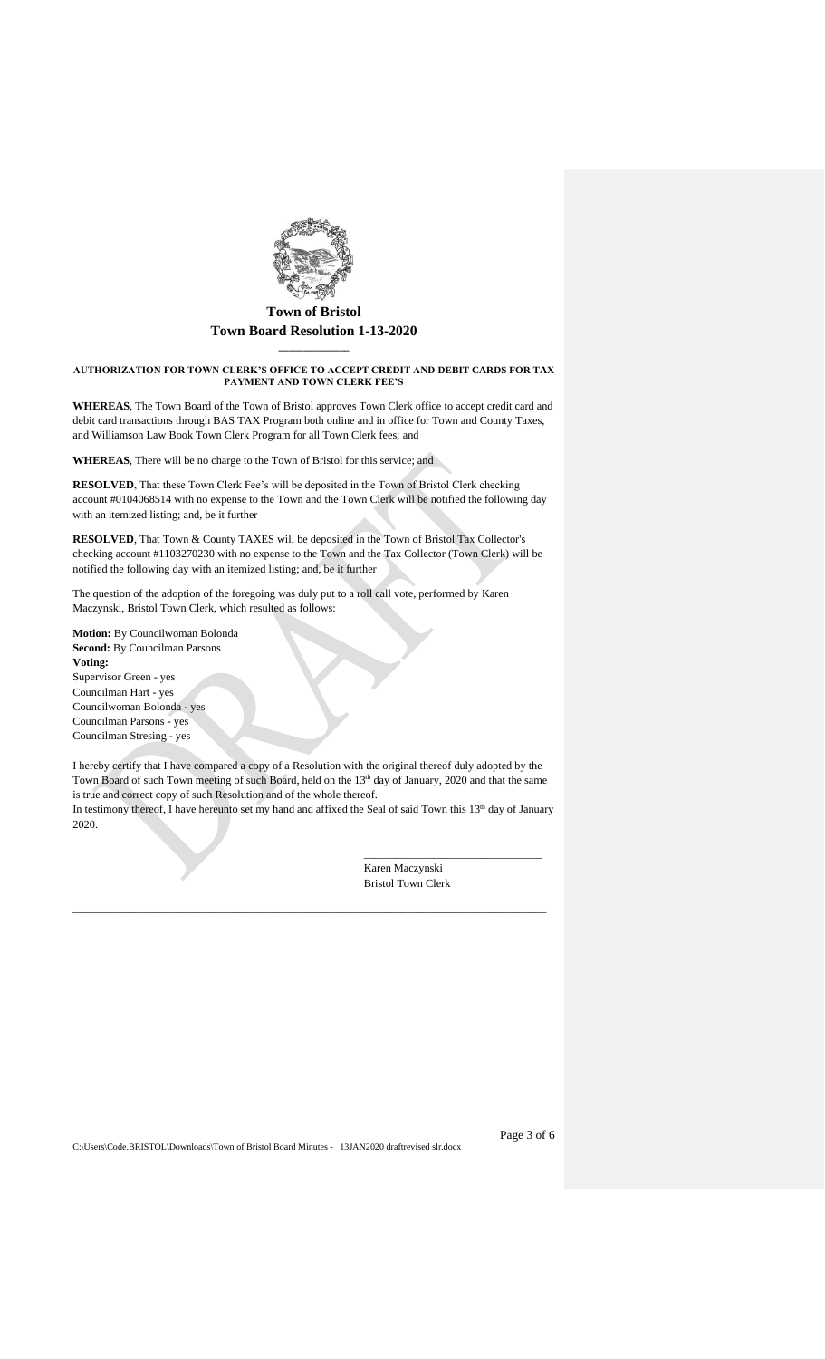**Town of Bristol**

**Town Board Resolution 1-13-2020**

**AUTHORIZATION FOR TOWN CLERK'S OFFICE TO ACCEPT CREDIT AND DEBIT CARDS FOR TAX PAYMENT AND TOWN CLERK FEE'S**

**WHEREAS**, The Town Board of the Town of Bristol approves Town Clerk office to accept credit card and debit card transactions through BAS TAX Program both online and in office for Town and County Taxes, and Williamson Law Book Town Clerk Program for all Town Clerk fees; and

**WHEREAS**, There will be no charge to the Town of Bristol for this service; and

**RESOLVED**, That these Town Clerk Fee's will be deposited in the Town of Bristol Clerk checking account #0104068514 with no expense to the Town and the Town Clerk will be notified the following day with an itemized listing; and, be it further

**RESOLVED**, That Town & County TAXES will be deposited in the Town of Bristol Tax Collector's checking account #1103270230 with no expense to the Town and the Tax Collector (Town Clerk) will be notified the following day with an itemized listing; and, be it further

The question of the adoption of the foregoing was duly put to a roll call vote, performed by Karen Maczynski, Bristol Town Clerk, which resulted as follows:

**Motion:** By Councilwoman Bolonda
**Second:** By Councilman Parsons
**Voting:**
Supervisor Green - yes
Councilman Hart - yes
Councilwoman Bolonda - yes
Councilman Parsons - yes
Councilman Stresing - yes

I hereby certify that I have compared a copy of a Resolution with the original thereof duly adopted by the Town Board of such Town meeting of such Board, held on the 13th day of January, 2020 and that the same is true and correct copy of such Resolution and of the whole thereof.
In testimony thereof, I have hereunto set my hand and affixed the Seal of said Town this 13th day of January 2020.

\_\_\_\_\_\_\_\_\_\_\_\_\_\_\_\_\_\_\_\_\_\_\_\_\_\_\_\_\_\_
Karen Maczynski
Bristol Town Clerk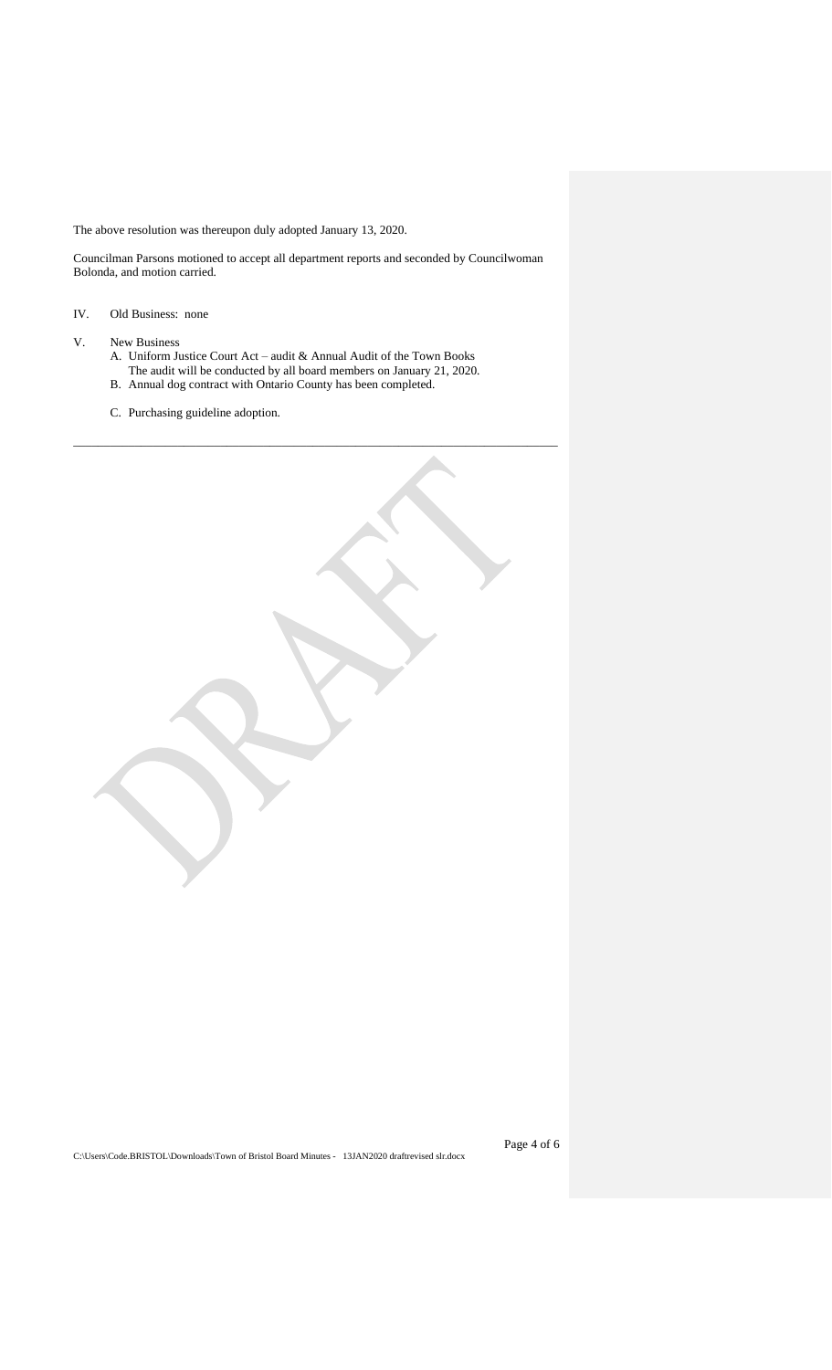The above resolution was thereupon duly adopted January 13, 2020.

Councilman Parsons motioned to accept all department reports and seconded by Councilwoman Bolonda, and motion carried.

IV. Old Business: none

V. New Business

A. Uniform Justice Court Act – audit & Annual Audit of the Town Books
The audit will be conducted by all board members on January 21, 2020.

B. Annual dog contract with Ontario County has been completed.

C. Purchasing guideline adoption.

---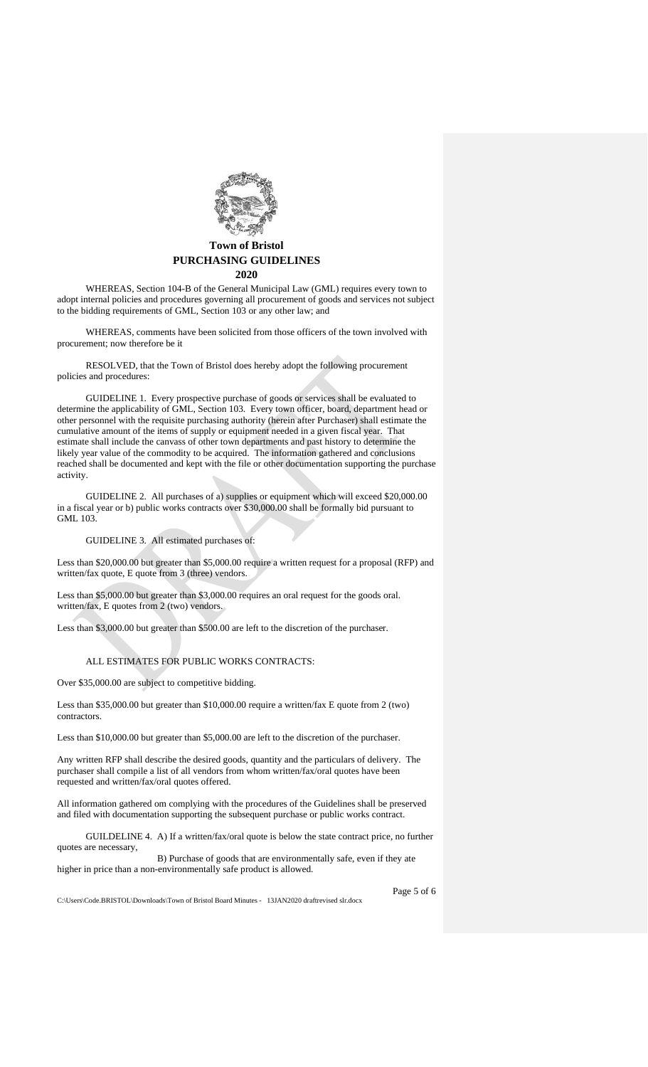**Town of Bristol**
**PURCHASING GUIDELINES**
**2020**

WHEREAS, Section 104-B of the General Municipal Law (GML) requires every town to adopt internal policies and procedures governing all procurement of goods and services not subject to the bidding requirements of GML, Section 103 or any other law; and

WHEREAS, comments have been solicited from those officers of the town involved with procurement; now therefore be it

RESOLVED, that the Town of Bristol does hereby adopt the following procurement policies and procedures:

GUIDELINE 1. Every prospective purchase of goods or services shall be evaluated to determine the applicability of GML, Section 103. Every town officer, board, department head or other personnel with the requisite purchasing authority (herein after Purchaser) shall estimate the cumulative amount of the items of supply or equipment needed in a given fiscal year. That estimate shall include the canvass of other town departments and past history to determine the likely year value of the commodity to be acquired. The information gathered and conclusions reached shall be documented and kept with the file or other documentation supporting the purchase activity.

GUIDELINE 2. All purchases of a) supplies or equipment which will exceed $20,000.00 in a fiscal year or b) public works contracts over $30,000.00 shall be formally bid pursuant to GML 103.

GUIDELINE 3. All estimated purchases of:

Less than $20,000.00 but greater than $5,000.00 require a written request for a proposal (RFP) and written/fax quote, E quote from 3 (three) vendors.

Less than $5,000.00 but greater than $3,000.00 requires an oral request for the goods oral. written/fax, E quotes from 2 (two) vendors.

Less than $3,000.00 but greater than $500.00 are left to the discretion of the purchaser.

ALL ESTIMATES FOR PUBLIC WORKS CONTRACTS:

Over $35,000.00 are subject to competitive bidding.

Less than $35,000.00 but greater than $10,000.00 require a written/fax E quote from 2 (two) contractors.

Less than $10,000.00 but greater than $5,000.00 are left to the discretion of the purchaser.

Any written RFP shall describe the desired goods, quantity and the particulars of delivery. The purchaser shall compile a list of all vendors from whom written/fax/oral quotes have been requested and written/fax/oral quotes offered.

All information gathered om complying with the procedures of the Guidelines shall be preserved and filed with documentation supporting the subsequent purchase or public works contract.

GUILDELINE 4. A) If a written/fax/oral quote is below the state contract price, no further quotes are necessary,

B) Purchase of goods that are environmentally safe, even if they ate higher in price than a non-environmentally safe product is allowed.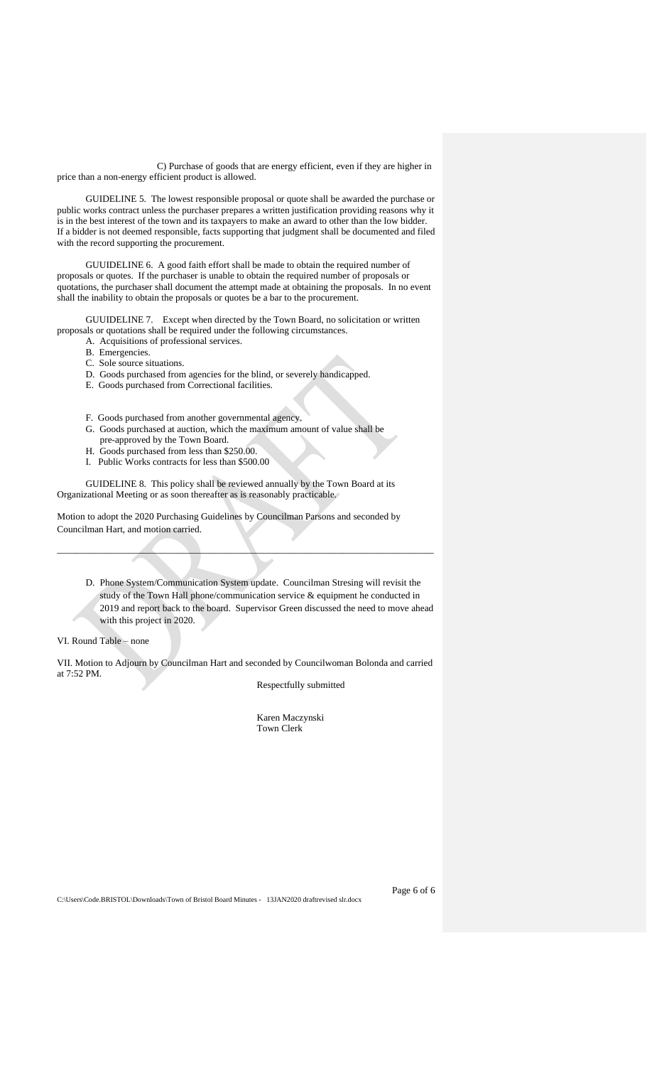C) Purchase of goods that are energy efficient, even if they are higher in price than a non-energy efficient product is allowed.

GUIDELINE 5. The lowest responsible proposal or quote shall be awarded the purchase or public works contract unless the purchaser prepares a written justification providing reasons why it is in the best interest of the town and its taxpayers to make an award to other than the low bidder. If a bidder is not deemed responsible, facts supporting that judgment shall be documented and filed with the record supporting the procurement.

GUUIDELINE 6. A good faith effort shall be made to obtain the required number of proposals or quotes. If the purchaser is unable to obtain the required number of proposals or quotations, the purchaser shall document the attempt made at obtaining the proposals. In no event shall the inability to obtain the proposals or quotes be a bar to the procurement.

GUUIDELINE 7. Except when directed by the Town Board, no solicitation or written proposals or quotations shall be required under the following circumstances.

A. Acquisitions of professional services.
B. Emergencies.
C. Sole source situations.
D. Goods purchased from agencies for the blind, or severely handicapped.
E. Goods purchased from Correctional facilities.

F. Goods purchased from another governmental agency.
G. Goods purchased at auction, which the maximum amount of value shall be pre-approved by the Town Board.
H. Goods purchased from less than $250.00.
I. Public Works contracts for less than $500.00

GUIDELINE 8. This policy shall be reviewed annually by the Town Board at its Organizational Meeting or as soon thereafter as is reasonably practicable.

Motion to adopt the 2020 Purchasing Guidelines by Councilman Parsons and seconded by Councilman Hart, and motion carried.

---

D. Phone System/Communication System update. Councilman Stresing will revisit the study of the Town Hall phone/communication service & equipment he conducted in 2019 and report back to the board. Supervisor Green discussed the need to move ahead with this project in 2020.

VI. Round Table – none

VII. Motion to Adjourn by Councilman Hart and seconded by Councilwoman Bolonda and carried at 7:52 PM.

Respectfully submitted

Karen Maczynski
Town Clerk

C:\Users\Code.BRISTOL\Downloads\Town of Bristol Board Minutes - 13JAN2020 draftrevised slr.docx